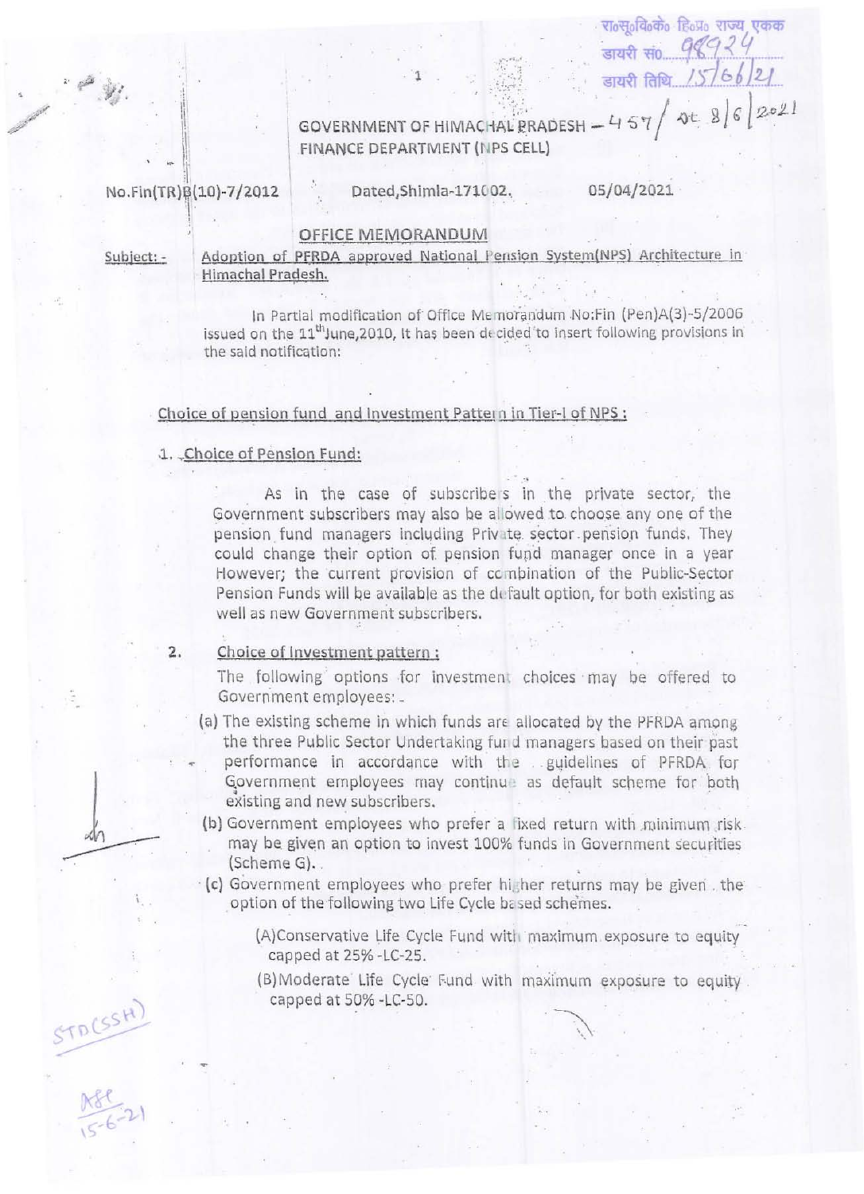रा०सू०वि०के० हि०प्र० राज्य एकक
डायरी सं० 98924
डायरी तिथि 15/06/21

GOVERNMENT OF HIMACHAL PRADESH – 457/ dt. 8/6/2021
FINANCE DEPARTMENT (NPS CELL)

No.Fin(TR)B(10)-7/2012 Dated,Shimla-171002. 05/04/2021

## OFFICE MEMORANDUM

**Subject:-** Adoption of PFRDA approved National Pension System(NPS) Architecture in Himachal Pradesh.

In Partial modification of Office Memorandum No:Fin (Pen)A(3)-5/2006 issued on the 11[th] June,2010, it has been decided to insert following provisions in the said notification:

### Choice of pension fund and Investment Pattern in Tier-I of NPS :

1. **Choice of Pension Fund:**

   As in the case of subscribers in the private sector, the Government subscribers may also be allowed to choose any one of the pension fund managers including Private sector pension funds. They could change their option of pension fund manager once in a year However; the current provision of combination of the Public-Sector Pension Funds will be available as the default option, for both existing as well as new Government subscribers.

2. **Choice of Investment pattern :**

   The following options for investment choices may be offered to Government employees:-

   (a) The existing scheme in which funds are allocated by the PFRDA among the three Public Sector Undertaking fund managers based on their past performance in accordance with the guidelines of PFRDA for Government employees may continue as default scheme for both existing and new subscribers.

   (b) Government employees who prefer a fixed return with minimum risk may be given an option to invest 100% funds in Government securities (Scheme G).

   (c) Government employees who prefer higher returns may be given the option of the following two Life Cycle based schemes.

      (A)Conservative Life Cycle Fund with maximum exposure to equity capped at 25% -LC-25.

      (B)Moderate Life Cycle Fund with maximum exposure to equity capped at 50% -LC-50.

STD(SSH)

15-6-21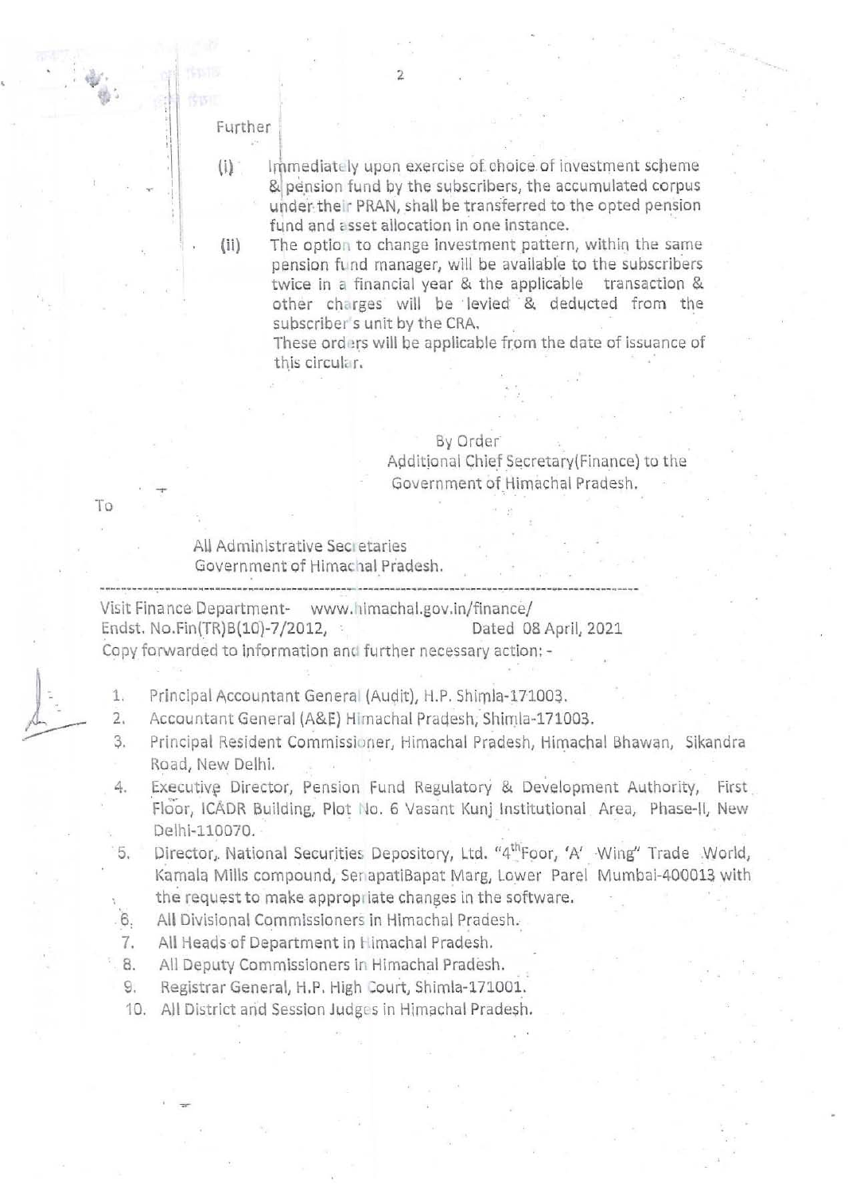Further

(i) Immediately upon exercise of choice of investment scheme & pension fund by the subscribers, the accumulated corpus under their PRAN, shall be transferred to the opted pension fund and asset allocation in one instance.

(ii) The option to change investment pattern, within the same pension fund manager, will be available to the subscribers twice in a financial year & the applicable transaction & other charges will be levied & deducted from the subscriber's unit by the CRA.

These orders will be applicable from the date of issuance of this circular.

By Order
Additional Chief Secretary(Finance) to the
Government of Himachal Pradesh.

To

All Administrative Secretaries
Government of Himachal Pradesh.

---

Visit Finance Department- www.himachal.gov.in/finance/
Endst. No.Fin(TR)B(10)-7/2012, Dated 08 April, 2021
Copy forwarded to information and further necessary action: -

1. Principal Accountant General (Audit), H.P. Shimla-171003.
2. Accountant General (A&E) Himachal Pradesh, Shimla-171003.
3. Principal Resident Commissioner, Himachal Pradesh, Himachal Bhawan, Sikandra Road, New Delhi.
4. Executive Director, Pension Fund Regulatory & Development Authority, First Floor, ICADR Building, Plot No. 6 Vasant Kunj Institutional Area, Phase-II, New Delhi-110070.
5. Director, National Securities Depository, Ltd. "4th Foor, 'A' Wing" Trade World, Kamala Mills compound, SenapatiBapat Marg, Lower Parel Mumbai-400013 with the request to make appropriate changes in the software.
6. All Divisional Commissioners in Himachal Pradesh.
7. All Heads of Department in Himachal Pradesh.
8. All Deputy Commissioners in Himachal Pradesh.
9. Registrar General, H.P. High Court, Shimla-171001.
10. All District and Session Judges in Himachal Pradesh.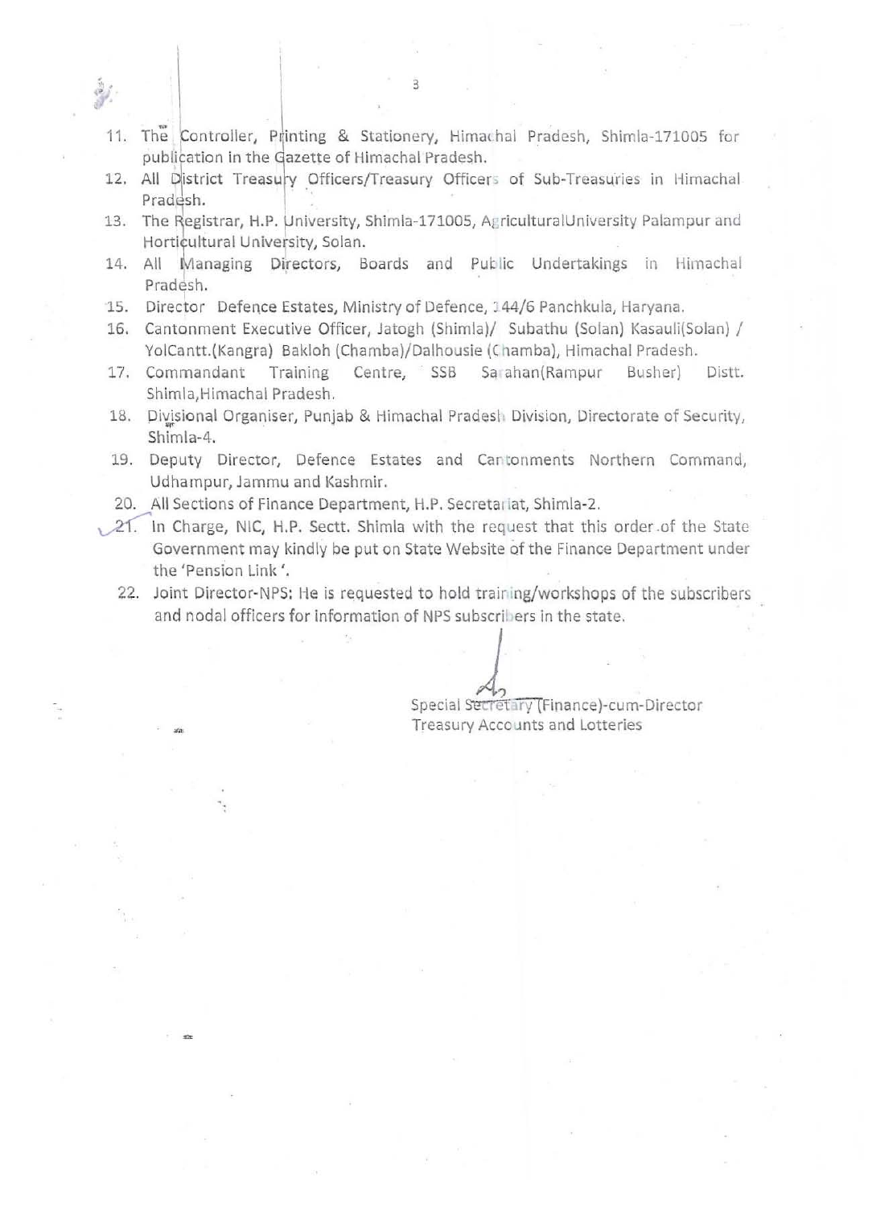11. The Controller, Printing & Stationery, Himachal Pradesh, Shimla-171005 for publication in the Gazette of Himachal Pradesh.
12. All District Treasury Officers/Treasury Officers of Sub-Treasuries in Himachal Pradesh.
13. The Registrar, H.P. University, Shimla-171005, AgriculturalUniversity Palampur and Horticultural University, Solan.
14. All Managing Directors, Boards and Public Undertakings in Himachal Pradesh.
15. Director Defence Estates, Ministry of Defence, 144/6 Panchkula, Haryana.
16. Cantonment Executive Officer, Jatogh (Shimla)/ Subathu (Solan) Kasauli(Solan) / YolCantt.(Kangra) Bakloh (Chamba)/Dalhousie (Chamba), Himachal Pradesh.
17. Commandant Training Centre, SSB Sarahan(Rampur Busher) Distt. Shimla,Himachal Pradesh.
18. Divisional Organiser, Punjab & Himachal Pradesh Division, Directorate of Security, Shimla-4.
19. Deputy Director, Defence Estates and Cantonments Northern Command, Udhampur, Jammu and Kashmir.
20. All Sections of Finance Department, H.P. Secretariat, Shimla-2.
21. In Charge, NIC, H.P. Sectt. Shimla with the request that this order of the State Government may kindly be put on State Website of the Finance Department under the 'Pension Link '.
22. Joint Director-NPS: He is requested to hold training/workshops of the subscribers and nodal officers for information of NPS subscribers in the state.

Special Secretary (Finance)-cum-Director
Treasury Accounts and Lotteries